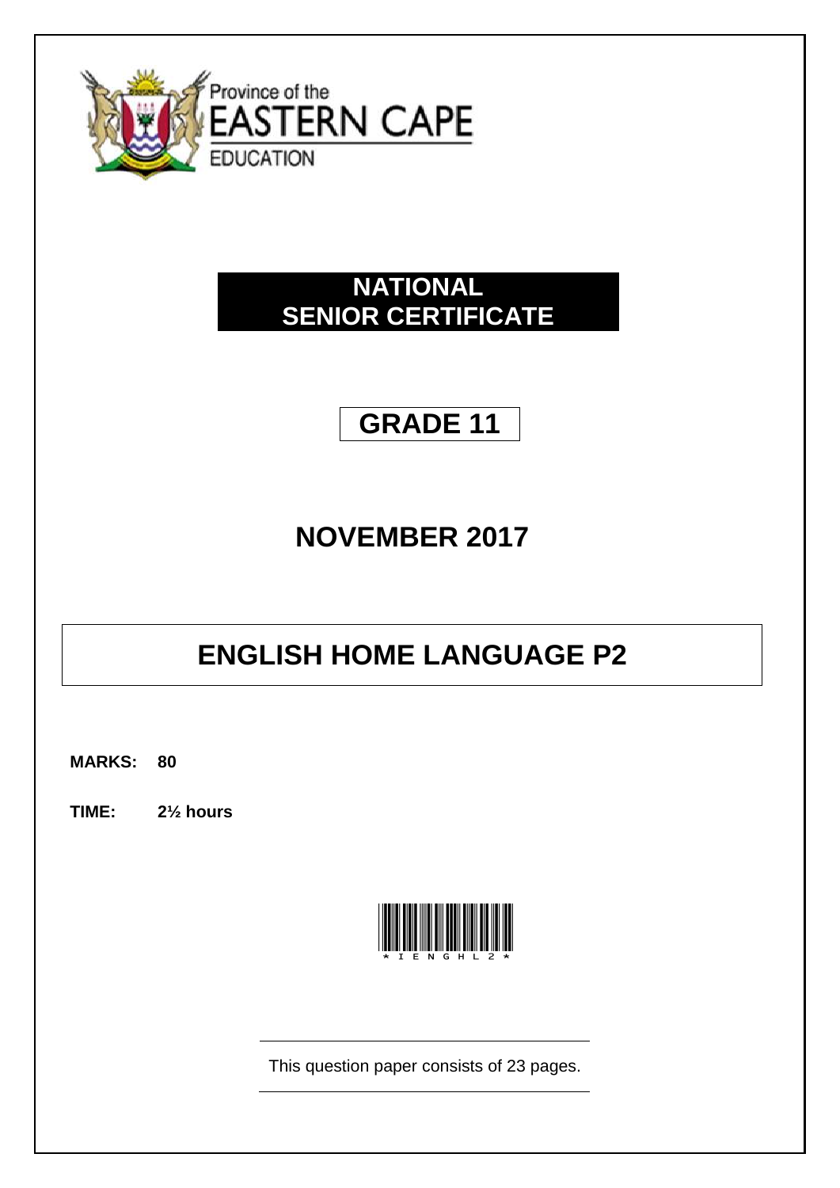Province of the
EASTERN CAPE
EDUCATION

# NATIONAL SENIOR CERTIFICATE

## GRADE 11

## NOVEMBER 2017

# ENGLISH HOME LANGUAGE P2

**MARKS: 80**

**TIME: 2½ hours**

*IENGHL2*

This question paper consists of 23 pages.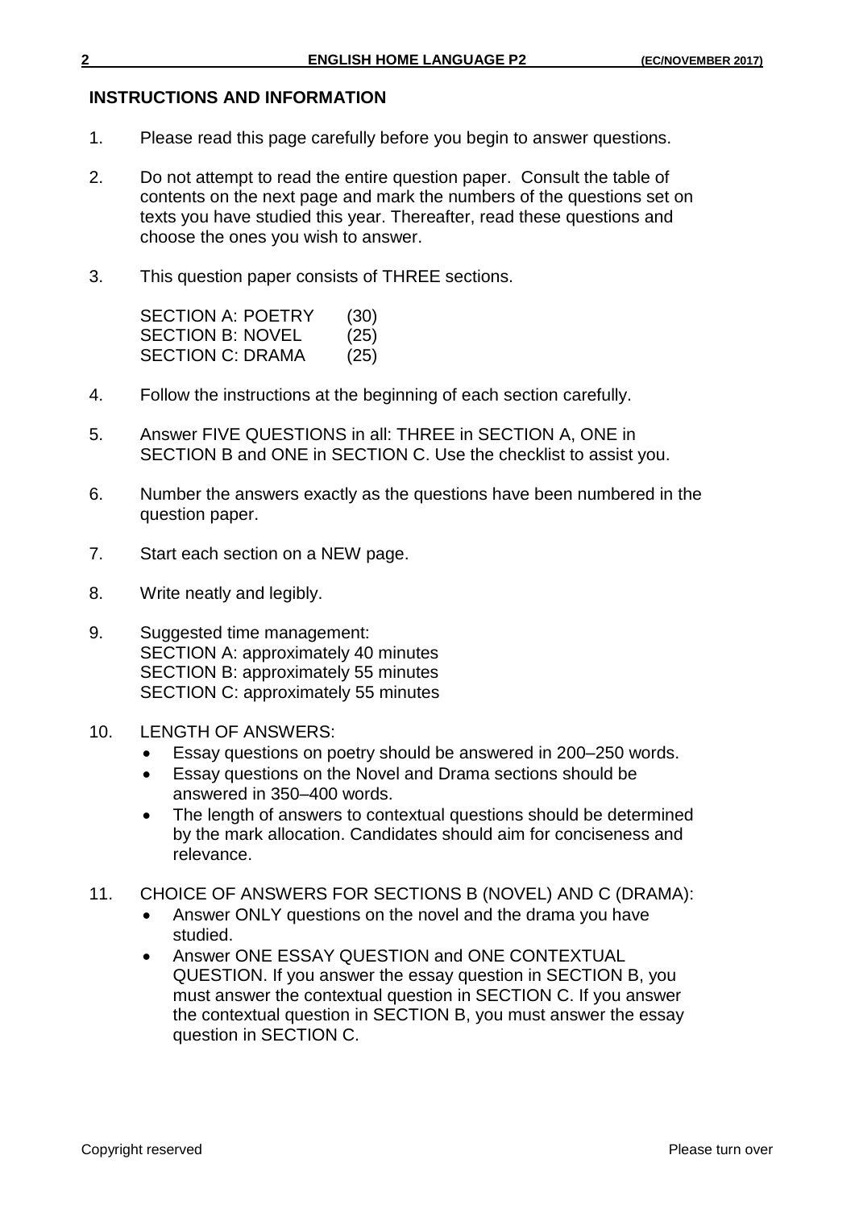## INSTRUCTIONS AND INFORMATION

1. Please read this page carefully before you begin to answer questions.

2. Do not attempt to read the entire question paper. Consult the table of contents on the next page and mark the numbers of the questions set on texts you have studied this year. Thereafter, read these questions and choose the ones you wish to answer.

3. This question paper consists of THREE sections.

   SECTION A: POETRY (30)
   SECTION B: NOVEL (25)
   SECTION C: DRAMA (25)

4. Follow the instructions at the beginning of each section carefully.

5. Answer FIVE QUESTIONS in all: THREE in SECTION A, ONE in SECTION B and ONE in SECTION C. Use the checklist to assist you.

6. Number the answers exactly as the questions have been numbered in the question paper.

7. Start each section on a NEW page.

8. Write neatly and legibly.

9. Suggested time management:
   SECTION A: approximately 40 minutes
   SECTION B: approximately 55 minutes
   SECTION C: approximately 55 minutes

10. LENGTH OF ANSWERS:
    - Essay questions on poetry should be answered in 200–250 words.
    - Essay questions on the Novel and Drama sections should be answered in 350–400 words.
    - The length of answers to contextual questions should be determined by the mark allocation. Candidates should aim for conciseness and relevance.

11. CHOICE OF ANSWERS FOR SECTIONS B (NOVEL) AND C (DRAMA):
    - Answer ONLY questions on the novel and the drama you have studied.
    - Answer ONE ESSAY QUESTION and ONE CONTEXTUAL QUESTION. If you answer the essay question in SECTION B, you must answer the contextual question in SECTION C. If you answer the contextual question in SECTION B, you must answer the essay question in SECTION C.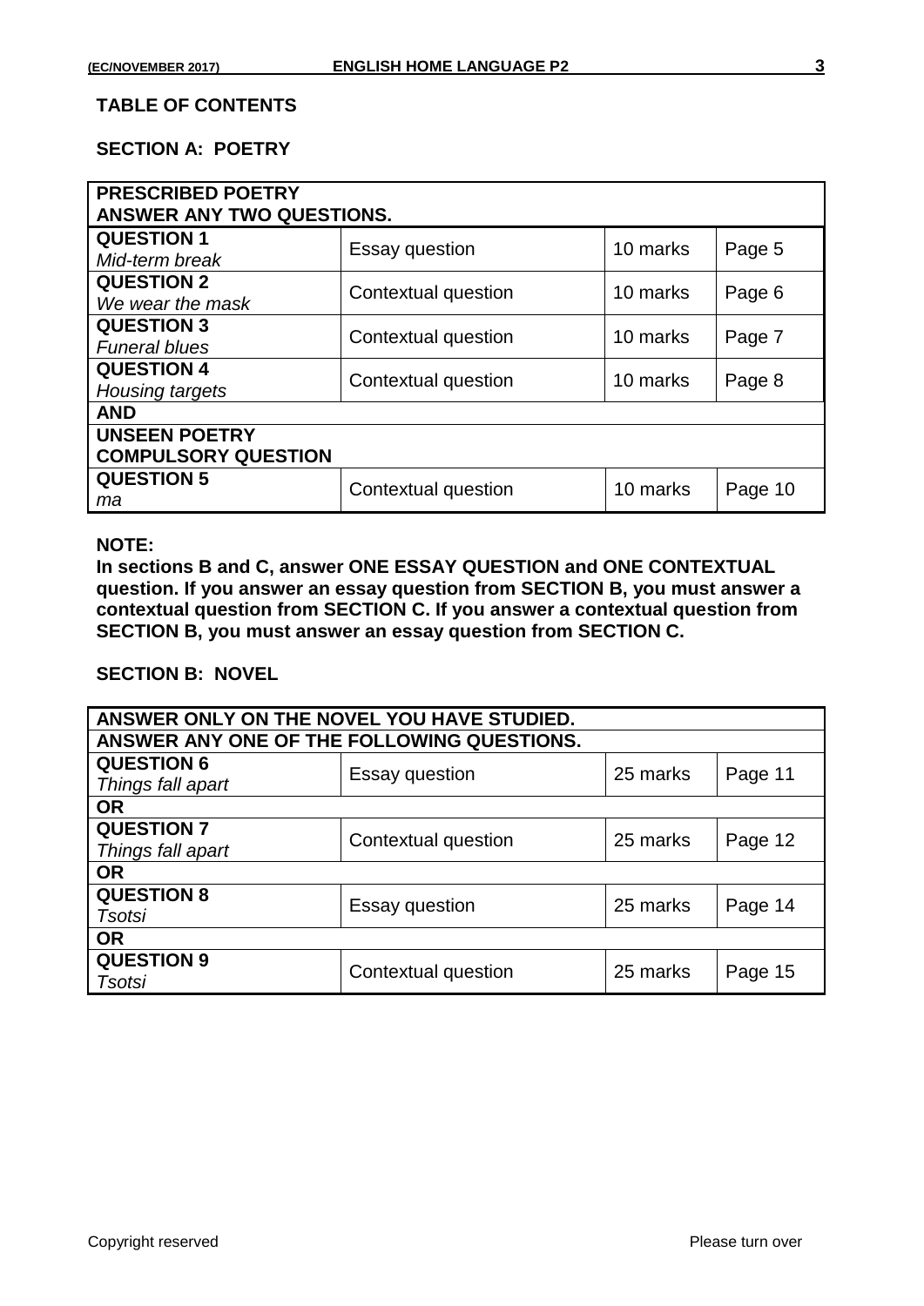## TABLE OF CONTENTS

### SECTION A: POETRY

| **PRESCRIBED POETRY**<br>**ANSWER ANY TWO QUESTIONS.** | | | |
|---|---|---|---|
| **QUESTION 1**<br>*Mid-term break* | Essay question | 10 marks | Page 5 |
| **QUESTION 2**<br>*We wear the mask* | Contextual question | 10 marks | Page 6 |
| **QUESTION 3**<br>*Funeral blues* | Contextual question | 10 marks | Page 7 |
| **QUESTION 4**<br>*Housing targets* | Contextual question | 10 marks | Page 8 |
| **AND** | | | |
| **UNSEEN POETRY**<br>**COMPULSORY QUESTION** | | | |
| **QUESTION 5**<br>*ma* | Contextual question | 10 marks | Page 10 |

**NOTE:**
**In sections B and C, answer ONE ESSAY QUESTION and ONE CONTEXTUAL question. If you answer an essay question from SECTION B, you must answer a contextual question from SECTION C. If you answer a contextual question from SECTION B, you must answer an essay question from SECTION C.**

### SECTION B: NOVEL

| **ANSWER ONLY ON THE NOVEL YOU HAVE STUDIED.**<br>**ANSWER ANY ONE OF THE FOLLOWING QUESTIONS.** | | | |
|---|---|---|---|
| **QUESTION 6**<br>*Things fall apart* | Essay question | 25 marks | Page 11 |
| **OR** | | | |
| **QUESTION 7**<br>*Things fall apart* | Contextual question | 25 marks | Page 12 |
| **OR** | | | |
| **QUESTION 8**<br>*Tsotsi* | Essay question | 25 marks | Page 14 |
| **OR** | | | |
| **QUESTION 9**<br>*Tsotsi* | Contextual question | 25 marks | Page 15 |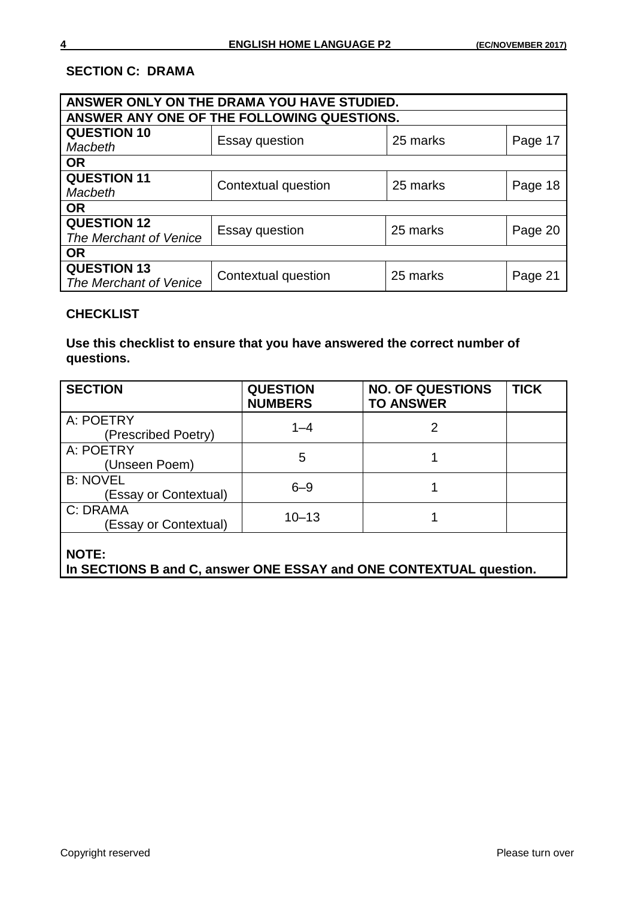## SECTION C: DRAMA

| ANSWER ONLY ON THE DRAMA YOU HAVE STUDIED. | | | |
|---|---|---|---|
| **ANSWER ANY ONE OF THE FOLLOWING QUESTIONS.** | | | |
| **QUESTION 10** *Macbeth* | Essay question | 25 marks | Page 17 |
| **OR** | | | |
| **QUESTION 11** *Macbeth* | Contextual question | 25 marks | Page 18 |
| **OR** | | | |
| **QUESTION 12** *The Merchant of Venice* | Essay question | 25 marks | Page 20 |
| **OR** | | | |
| **QUESTION 13** *The Merchant of Venice* | Contextual question | 25 marks | Page 21 |

## CHECKLIST

**Use this checklist to ensure that you have answered the correct number of questions.**

| SECTION | QUESTION NUMBERS | NO. OF QUESTIONS TO ANSWER | TICK |
|---|---|---|---|
| A: POETRY (Prescribed Poetry) | 1–4 | 2 | |
| A: POETRY (Unseen Poem) | 5 | 1 | |
| B: NOVEL (Essay or Contextual) | 6–9 | 1 | |
| C: DRAMA (Essay or Contextual) | 10–13 | 1 | |

**NOTE:**
**In SECTIONS B and C, answer ONE ESSAY and ONE CONTEXTUAL question.**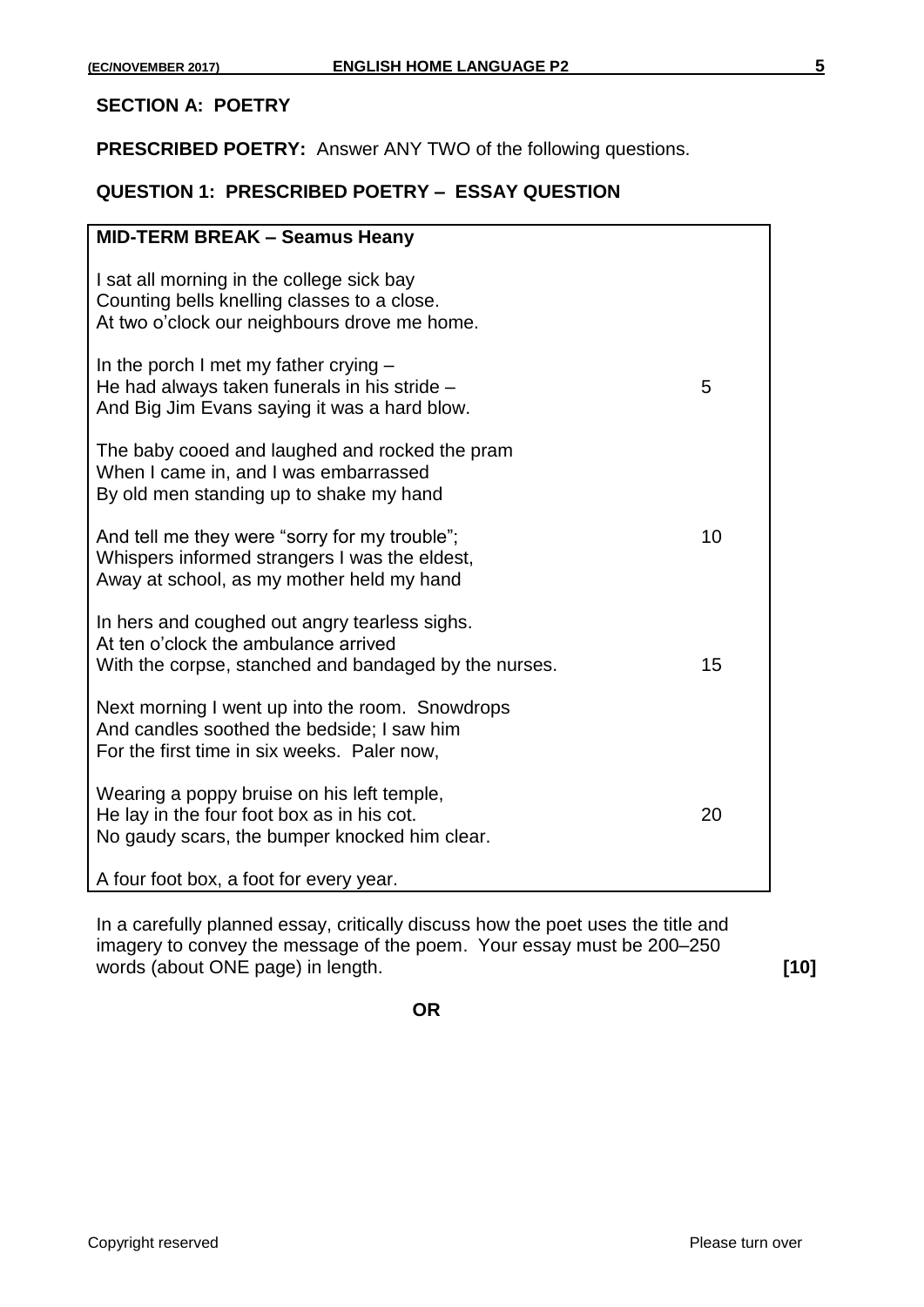## SECTION A: POETRY

**PRESCRIBED POETRY:** Answer ANY TWO of the following questions.

### QUESTION 1: PRESCRIBED POETRY – ESSAY QUESTION

**MID-TERM BREAK – Seamus Heany**

I sat all morning in the college sick bay
Counting bells knelling classes to a close.
At two o'clock our neighbours drove me home.

In the porch I met my father crying –
He had always taken funerals in his stride – 5
And Big Jim Evans saying it was a hard blow.

The baby cooed and laughed and rocked the pram
When I came in, and I was embarrassed
By old men standing up to shake my hand

And tell me they were "sorry for my trouble"; 10
Whispers informed strangers I was the eldest,
Away at school, as my mother held my hand

In hers and coughed out angry tearless sighs.
At ten o'clock the ambulance arrived
With the corpse, stanched and bandaged by the nurses. 15

Next morning I went up into the room. Snowdrops
And candles soothed the bedside; I saw him
For the first time in six weeks. Paler now,

Wearing a poppy bruise on his left temple,
He lay in the four foot box as in his cot. 20
No gaudy scars, the bumper knocked him clear.

A four foot box, a foot for every year.

In a carefully planned essay, critically discuss how the poet uses the title and imagery to convey the message of the poem. Your essay must be 200–250 words (about ONE page) in length. **[10]**

**OR**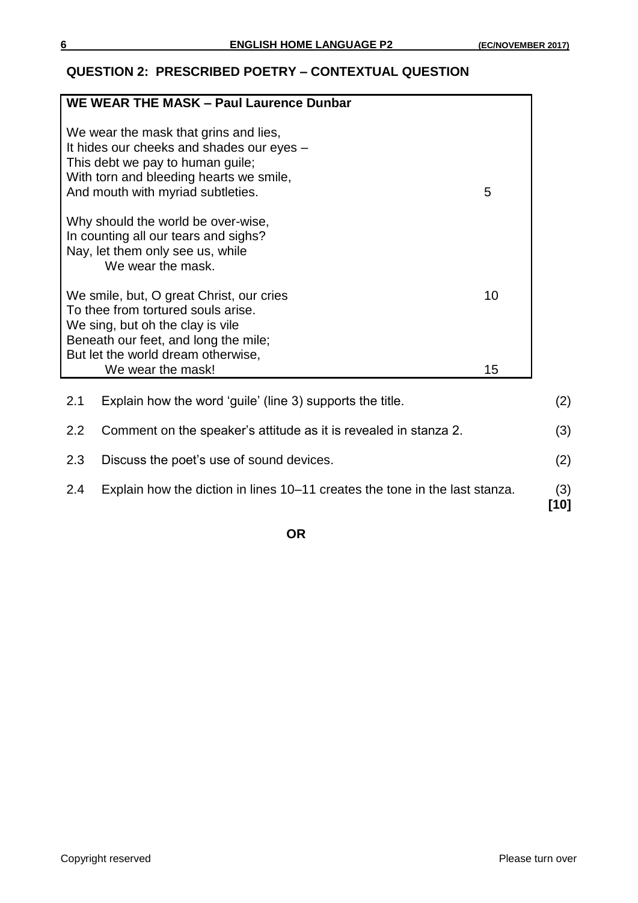## QUESTION 2: PRESCRIBED POETRY – CONTEXTUAL QUESTION

**WE WEAR THE MASK – Paul Laurence Dunbar**

We wear the mask that grins and lies,  
It hides our cheeks and shades our eyes –  
This debt we pay to human guile;  
With torn and bleeding hearts we smile,  
And mouth with myriad subtleties. 5

Why should the world be over-wise,  
In counting all our tears and sighs?  
Nay, let them only see us, while  
We wear the mask.

We smile, but, O great Christ, our cries 10  
To thee from tortured souls arise.  
We sing, but oh the clay is vile  
Beneath our feet, and long the mile;  
But let the world dream otherwise,  
We wear the mask! 15

2.1 Explain how the word 'guile' (line 3) supports the title. (2)

2.2 Comment on the speaker's attitude as it is revealed in stanza 2. (3)

2.3 Discuss the poet's use of sound devices. (2)

2.4 Explain how the diction in lines 10–11 creates the tone in the last stanza. (3)  
**[10]**

**OR**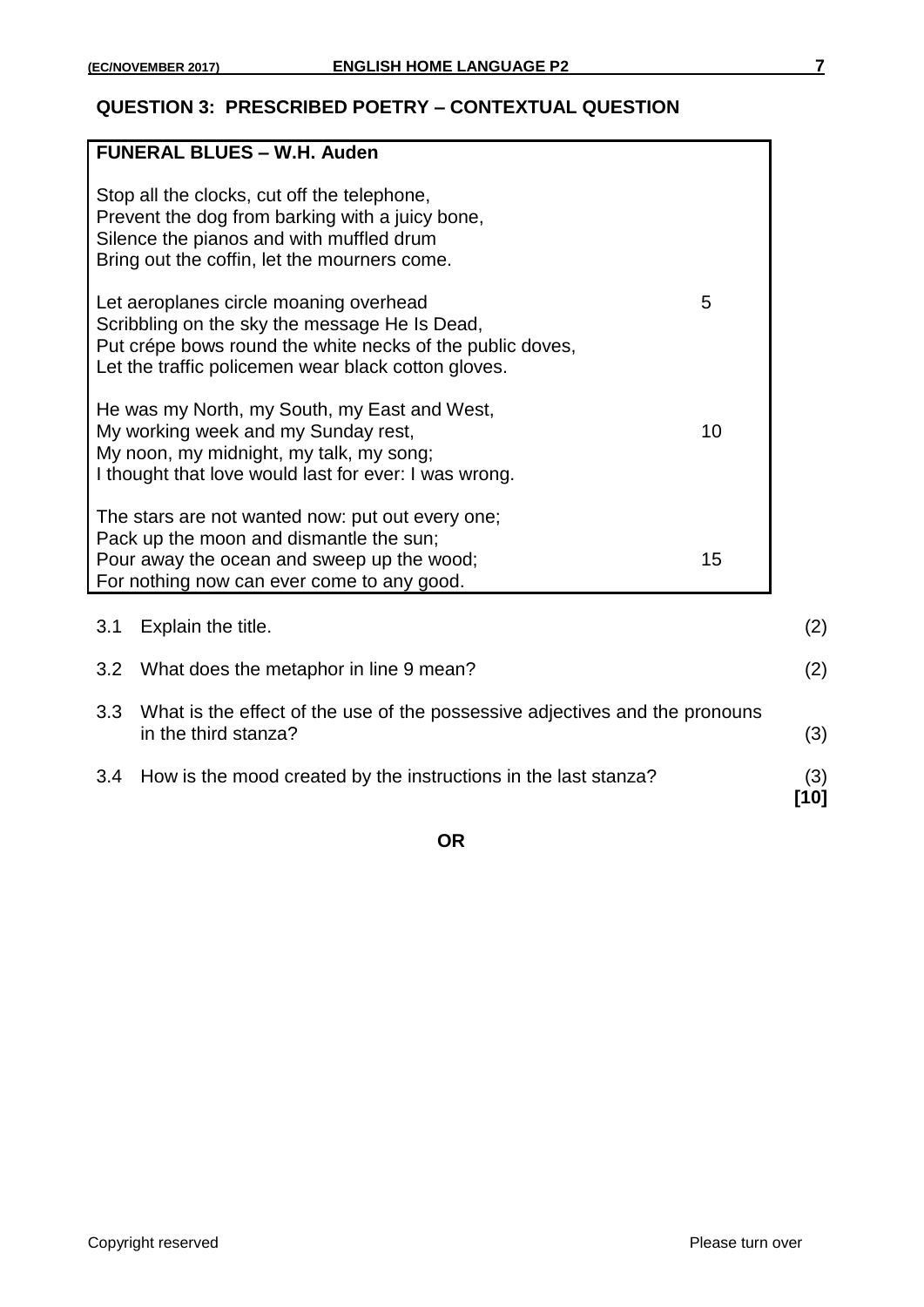## QUESTION 3: PRESCRIBED POETRY – CONTEXTUAL QUESTION

**FUNERAL BLUES – W.H. Auden**

Stop all the clocks, cut off the telephone,  
Prevent the dog from barking with a juicy bone,  
Silence the pianos and with muffled drum  
Bring out the coffin, let the mourners come.

Let aeroplanes circle moaning overhead 5  
Scribbling on the sky the message He Is Dead,  
Put crépe bows round the white necks of the public doves,  
Let the traffic policemen wear black cotton gloves.

He was my North, my South, my East and West,  
My working week and my Sunday rest, 10  
My noon, my midnight, my talk, my song;  
I thought that love would last for ever: I was wrong.

The stars are not wanted now: put out every one;  
Pack up the moon and dismantle the sun;  
Pour away the ocean and sweep up the wood; 15  
For nothing now can ever come to any good.

3.1 Explain the title. (2)

3.2 What does the metaphor in line 9 mean? (2)

3.3 What is the effect of the use of the possessive adjectives and the pronouns in the third stanza? (3)

3.4 How is the mood created by the instructions in the last stanza? (3)  
**[10]**

**OR**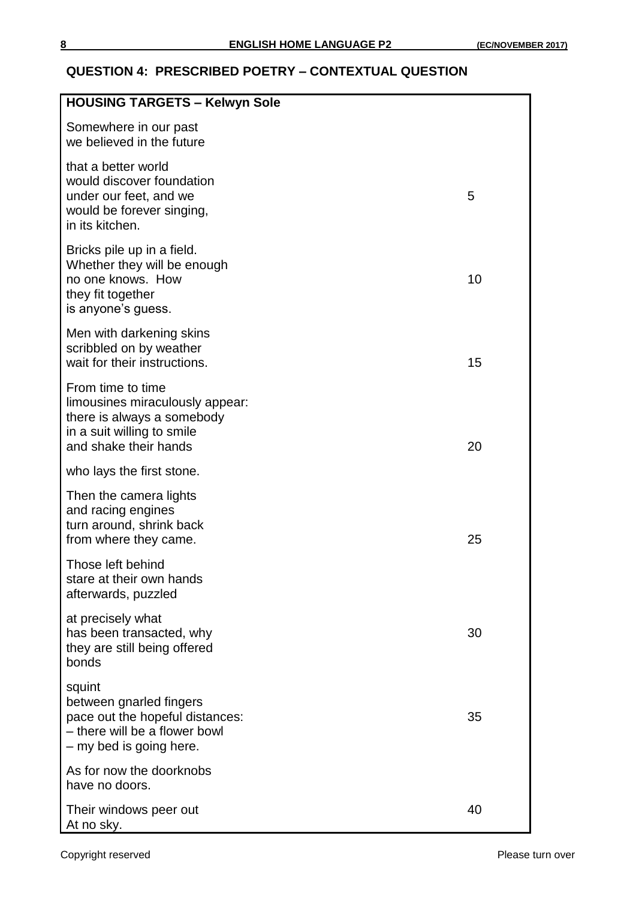## QUESTION 4: PRESCRIBED POETRY – CONTEXTUAL QUESTION

**HOUSING TARGETS – Kelwyn Sole**

Somewhere in our past  
we believed in the future

that a better world  
would discover foundation  
under our feet, and we 5  
would be forever singing,  
in its kitchen.

Bricks pile up in a field.  
Whether they will be enough  
no one knows. How 10  
they fit together  
is anyone's guess.

Men with darkening skins  
scribbled on by weather  
wait for their instructions. 15

From time to time  
limousines miraculously appear:  
there is always a somebody  
in a suit willing to smile  
and shake their hands 20

who lays the first stone.

Then the camera lights  
and racing engines  
turn around, shrink back  
from where they came. 25

Those left behind  
stare at their own hands  
afterwards, puzzled

at precisely what  
has been transacted, why 30  
they are still being offered  
bonds

squint  
between gnarled fingers  
pace out the hopeful distances: 35  
– there will be a flower bowl  
– my bed is going here.

As for now the doorknobs  
have no doors.

Their windows peer out 40  
At no sky.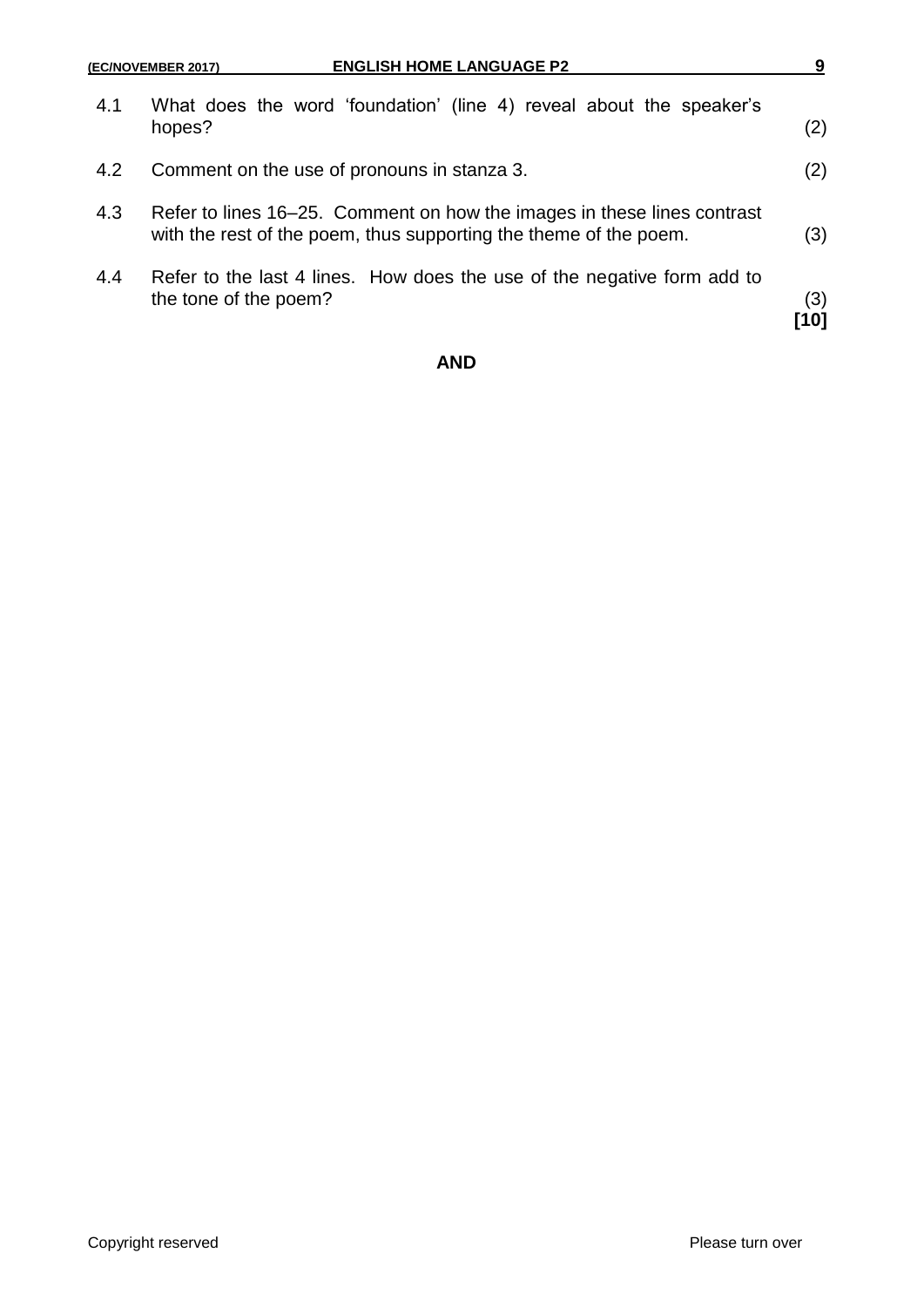4.1 What does the word 'foundation' (line 4) reveal about the speaker's hopes? (2)

4.2 Comment on the use of pronouns in stanza 3. (2)

4.3 Refer to lines 16–25. Comment on how the images in these lines contrast with the rest of the poem, thus supporting the theme of the poem. (3)

4.4 Refer to the last 4 lines. How does the use of the negative form add to the tone of the poem? (3)
**[10]**

**AND**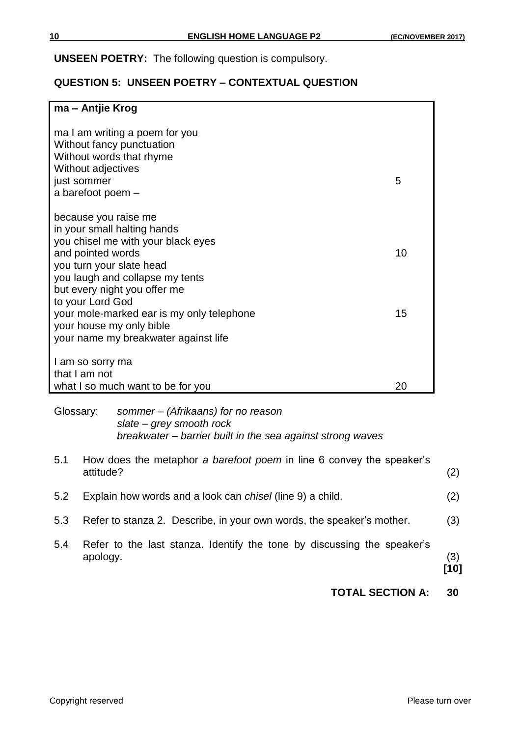**UNSEEN POETRY:** The following question is compulsory.

## QUESTION 5: UNSEEN POETRY – CONTEXTUAL QUESTION

**ma – Antjie Krog**

ma I am writing a poem for you
Without fancy punctuation
Without words that rhyme
Without adjectives
just sommer 5
a barefoot poem –

because you raise me
in your small halting hands
you chisel me with your black eyes
and pointed words 10
you turn your slate head
you laugh and collapse my tents
but every night you offer me
to your Lord God
your mole-marked ear is my only telephone 15
your house my only bible
your name my breakwater against life

I am so sorry ma
that I am not
what I so much want to be for you 20

Glossary: *sommer – (Afrikaans) for no reason*
*slate – grey smooth rock*
*breakwater – barrier built in the sea against strong waves*

5.1 How does the metaphor *a barefoot poem* in line 6 convey the speaker's attitude? (2)

5.2 Explain how words and a look can *chisel* (line 9) a child. (2)

5.3 Refer to stanza 2. Describe, in your own words, the speaker's mother. (3)

5.4 Refer to the last stanza. Identify the tone by discussing the speaker's apology. (3)
**[10]**

**TOTAL SECTION A: 30**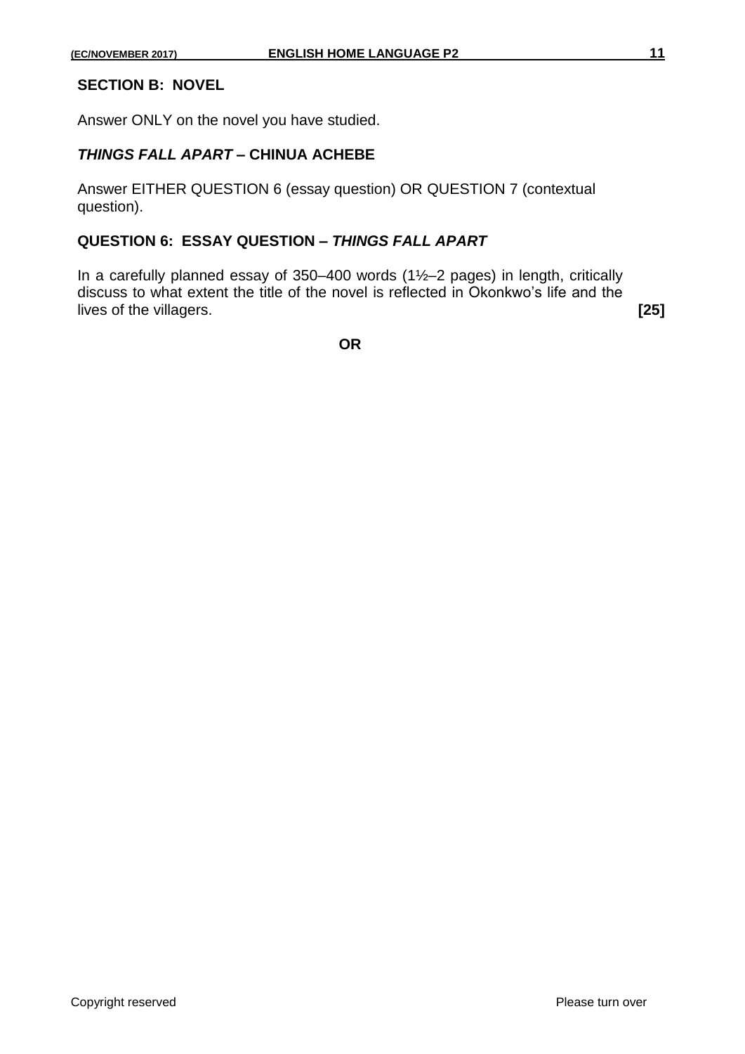## SECTION B: NOVEL

Answer ONLY on the novel you have studied.

### *THINGS FALL APART* – CHINUA ACHEBE

Answer EITHER QUESTION 6 (essay question) OR QUESTION 7 (contextual question).

### QUESTION 6: ESSAY QUESTION – *THINGS FALL APART*

In a carefully planned essay of 350–400 words (1½–2 pages) in length, critically discuss to what extent the title of the novel is reflected in Okonkwo's life and the lives of the villagers. **[25]**

**OR**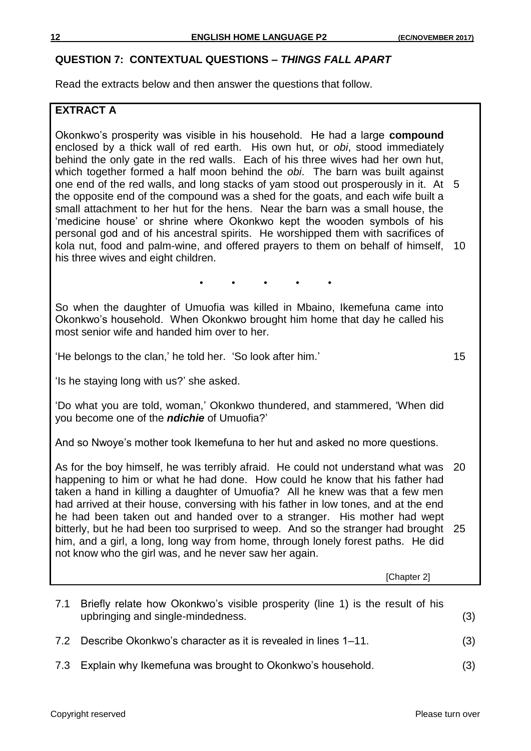**QUESTION 7: CONTEXTUAL QUESTIONS – *THINGS FALL APART***

Read the extracts below and then answer the questions that follow.

**EXTRACT A**

Okonkwo's prosperity was visible in his household. He had a large **compound** enclosed by a thick wall of red earth. His own hut, or *obi*, stood immediately behind the only gate in the red walls. Each of his three wives had her own hut, which together formed a half moon behind the *obi*. The barn was built against one end of the red walls, and long stacks of yam stood out prosperously in it. At the opposite end of the compound was a shed for the goats, and each wife built a small attachment to her hut for the hens. Near the barn was a small house, the 'medicine house' or shrine where Okonkwo kept the wooden symbols of his personal god and of his ancestral spirits. He worshipped them with sacrifices of kola nut, food and palm-wine, and offered prayers to them on behalf of himself, his three wives and eight children.

• • • • •

So when the daughter of Umuofia was killed in Mbaino, Ikemefuna came into Okonkwo's household. When Okonkwo brought him home that day he called his most senior wife and handed him over to her.

'He belongs to the clan,' he told her. 'So look after him.'

'Is he staying long with us?' she asked.

'Do what you are told, woman,' Okonkwo thundered, and stammered, 'When did you become one of the ***ndichie*** of Umuofia?'

And so Nwoye's mother took Ikemefuna to her hut and asked no more questions.

As for the boy himself, he was terribly afraid. He could not understand what was happening to him or what he had done. How could he know that his father had taken a hand in killing a daughter of Umuofia? All he knew was that a few men had arrived at their house, conversing with his father in low tones, and at the end he had been taken out and handed over to a stranger. His mother had wept bitterly, but he had been too surprised to weep. And so the stranger had brought him, and a girl, a long, long way from home, through lonely forest paths. He did not know who the girl was, and he never saw her again.

[Chapter 2]

7.1 Briefly relate how Okonkwo's visible prosperity (line 1) is the result of his upbringing and single-mindedness. (3)

7.2 Describe Okonkwo's character as it is revealed in lines 1–11. (3)

7.3 Explain why Ikemefuna was brought to Okonkwo's household. (3)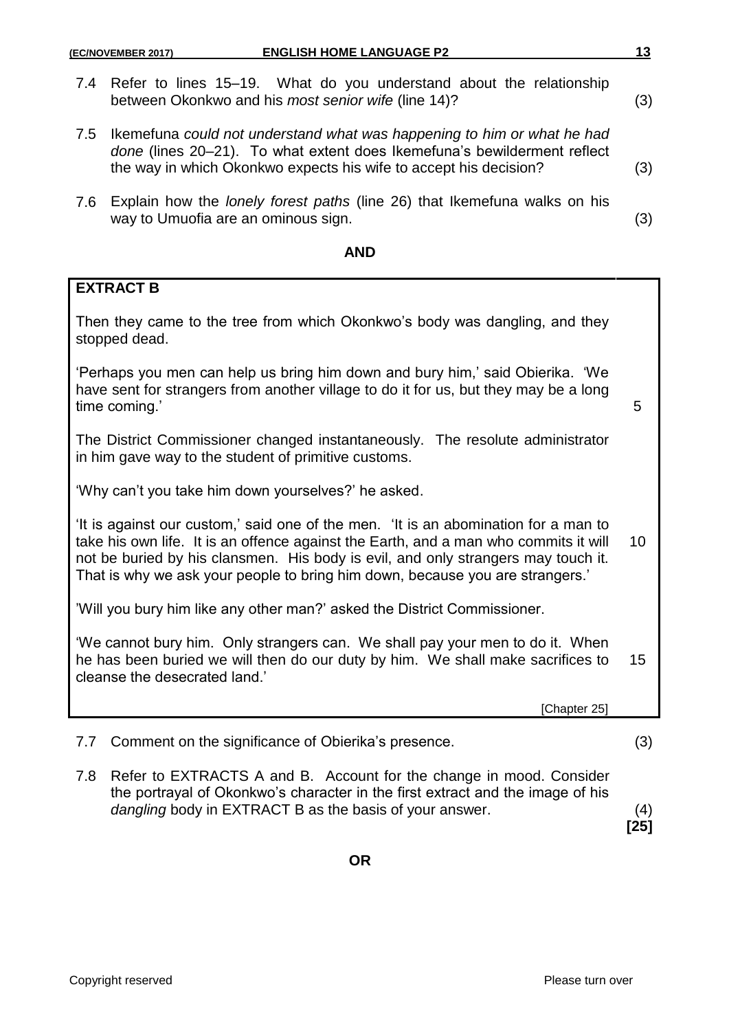7.4 Refer to lines 15–19. What do you understand about the relationship between Okonkwo and his *most senior wife* (line 14)? (3)

7.5 Ikemefuna *could not understand what was happening to him or what he had done* (lines 20–21). To what extent does Ikemefuna's bewilderment reflect the way in which Okonkwo expects his wife to accept his decision? (3)

7.6 Explain how the *lonely forest paths* (line 26) that Ikemefuna walks on his way to Umuofia are an ominous sign. (3)

**AND**

**EXTRACT B**

Then they came to the tree from which Okonkwo's body was dangling, and they stopped dead.

'Perhaps you men can help us bring him down and bury him,' said Obierika. 'We have sent for strangers from another village to do it for us, but they may be a long time coming.' 5

The District Commissioner changed instantaneously. The resolute administrator in him gave way to the student of primitive customs.

'Why can't you take him down yourselves?' he asked.

'It is against our custom,' said one of the men. 'It is an abomination for a man to take his own life. It is an offence against the Earth, and a man who commits it will not be buried by his clansmen. His body is evil, and only strangers may touch it. That is why we ask your people to bring him down, because you are strangers.' 10

'Will you bury him like any other man?' asked the District Commissioner.

'We cannot bury him. Only strangers can. We shall pay your men to do it. When he has been buried we will then do our duty by him. We shall make sacrifices to cleanse the desecrated land.' 15

[Chapter 25]

7.7 Comment on the significance of Obierika's presence. (3)

7.8 Refer to EXTRACTS A and B. Account for the change in mood. Consider the portrayal of Okonkwo's character in the first extract and the image of his *dangling* body in EXTRACT B as the basis of your answer. (4)
**[25]**

**OR**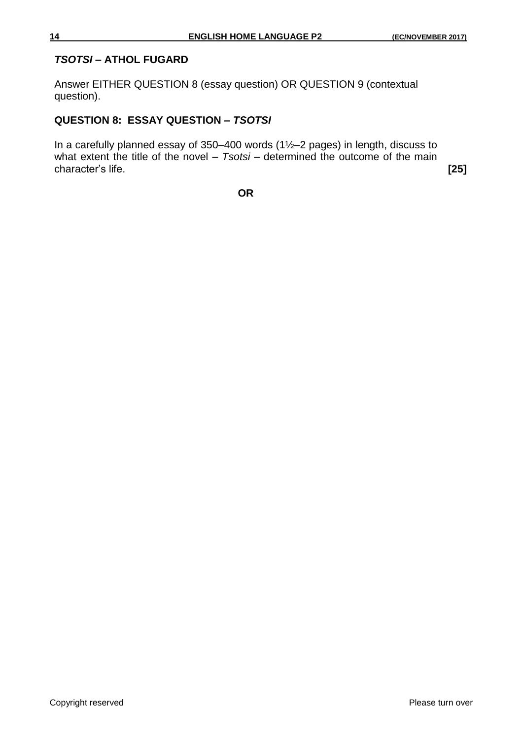## *TSOTSI* – ATHOL FUGARD

Answer EITHER QUESTION 8 (essay question) OR QUESTION 9 (contextual question).

### QUESTION 8: ESSAY QUESTION – *TSOTSI*

In a carefully planned essay of 350–400 words (1½–2 pages) in length, discuss to what extent the title of the novel – *Tsotsi* – determined the outcome of the main character's life. **[25]**

**OR**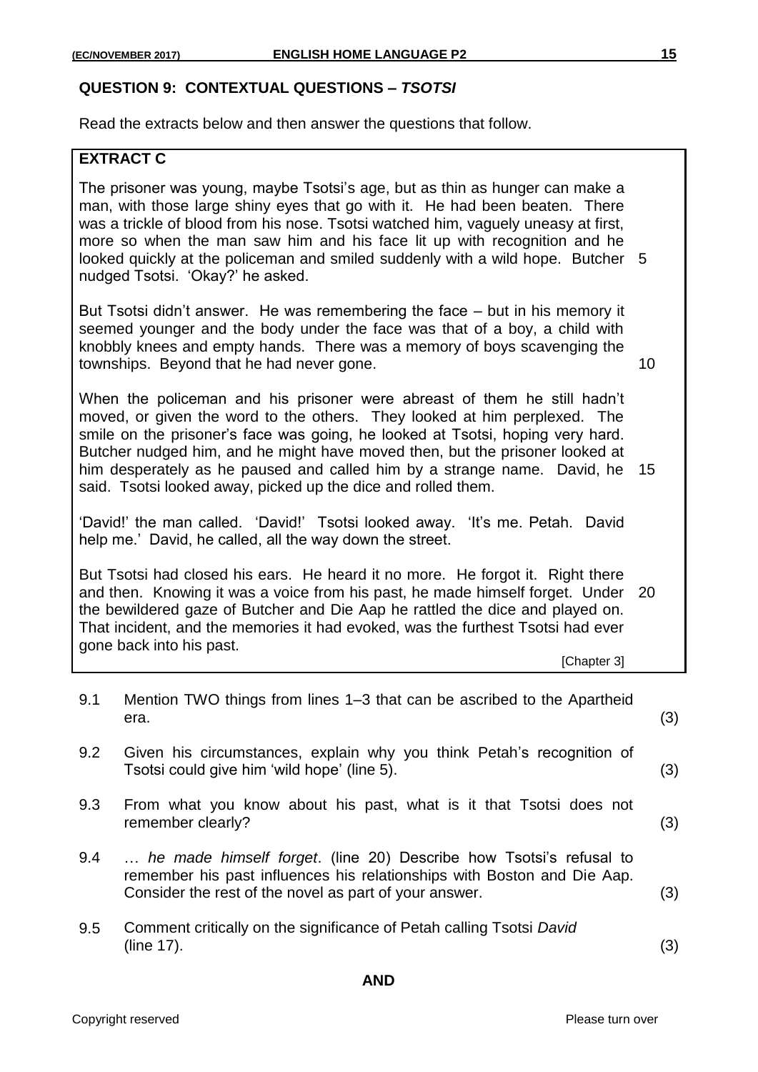## QUESTION 9: CONTEXTUAL QUESTIONS – *TSOTSI*

Read the extracts below and then answer the questions that follow.

**EXTRACT C**

The prisoner was young, maybe Tsotsi's age, but as thin as hunger can make a man, with those large shiny eyes that go with it. He had been beaten. There was a trickle of blood from his nose. Tsotsi watched him, vaguely uneasy at first, more so when the man saw him and his face lit up with recognition and he looked quickly at the policeman and smiled suddenly with a wild hope. Butcher nudged Tsotsi. 'Okay?' he asked. 5

But Tsotsi didn't answer. He was remembering the face – but in his memory it seemed younger and the body under the face was that of a boy, a child with knobbly knees and empty hands. There was a memory of boys scavenging the townships. Beyond that he had never gone. 10

When the policeman and his prisoner were abreast of them he still hadn't moved, or given the word to the others. They looked at him perplexed. The smile on the prisoner's face was going, he looked at Tsotsi, hoping very hard. Butcher nudged him, and he might have moved then, but the prisoner looked at him desperately as he paused and called him by a strange name. David, he said. Tsotsi looked away, picked up the dice and rolled them. 15

'David!' the man called. 'David!' Tsotsi looked away. 'It's me. Petah. David help me.' David, he called, all the way down the street.

But Tsotsi had closed his ears. He heard it no more. He forgot it. Right there and then. Knowing it was a voice from his past, he made himself forget. Under the bewildered gaze of Butcher and Die Aap he rattled the dice and played on. That incident, and the memories it had evoked, was the furthest Tsotsi had ever gone back into his past. 20

[Chapter 3]

9.1 Mention TWO things from lines 1–3 that can be ascribed to the Apartheid era. (3)

9.2 Given his circumstances, explain why you think Petah's recognition of Tsotsi could give him 'wild hope' (line 5). (3)

9.3 From what you know about his past, what is it that Tsotsi does not remember clearly? (3)

9.4 … *he made himself forget*. (line 20) Describe how Tsotsi's refusal to remember his past influences his relationships with Boston and Die Aap. Consider the rest of the novel as part of your answer. (3)

9.5 Comment critically on the significance of Petah calling Tsotsi *David* (line 17). (3)

**AND**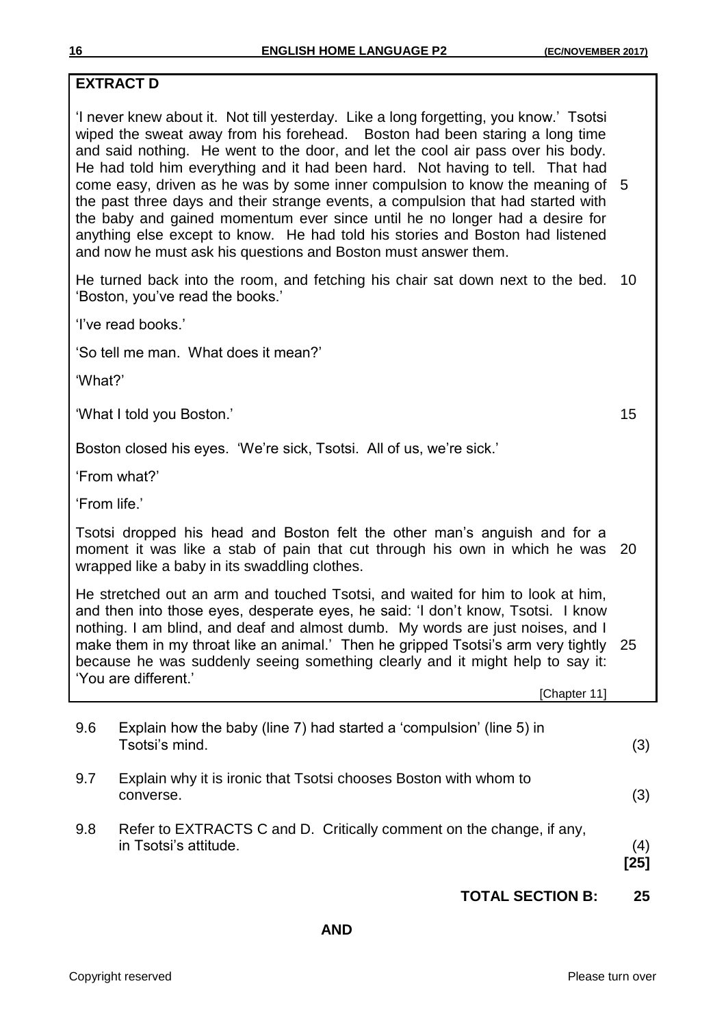**EXTRACT D**

'I never knew about it. Not till yesterday. Like a long forgetting, you know.' Tsotsi wiped the sweat away from his forehead. Boston had been staring a long time and said nothing. He went to the door, and let the cool air pass over his body. He had told him everything and it had been hard. Not having to tell. That had come easy, driven as he was by some inner compulsion to know the meaning of the past three days and their strange events, a compulsion that had started with the baby and gained momentum ever since until he no longer had a desire for anything else except to know. He had told his stories and Boston had listened and now he must ask his questions and Boston must answer them. 5

He turned back into the room, and fetching his chair sat down next to the bed. 'Boston, you've read the books.' 10

'I've read books.'

'So tell me man. What does it mean?'

'What?'

'What I told you Boston.' 15

Boston closed his eyes. 'We're sick, Tsotsi. All of us, we're sick.'

'From what?'

'From life.'

Tsotsi dropped his head and Boston felt the other man's anguish and for a moment it was like a stab of pain that cut through his own in which he was wrapped like a baby in its swaddling clothes. 20

He stretched out an arm and touched Tsotsi, and waited for him to look at him, and then into those eyes, desperate eyes, he said: 'I don't know, Tsotsi. I know nothing. I am blind, and deaf and almost dumb. My words are just noises, and I make them in my throat like an animal.' Then he gripped Tsotsi's arm very tightly because he was suddenly seeing something clearly and it might help to say it: 'You are different.' 25

[Chapter 11]

9.6 Explain how the baby (line 7) had started a 'compulsion' (line 5) in Tsotsi's mind. (3)

9.7 Explain why it is ironic that Tsotsi chooses Boston with whom to converse. (3)

9.8 Refer to EXTRACTS C and D. Critically comment on the change, if any, in Tsotsi's attitude. (4)

**[25]**

**TOTAL SECTION B: 25**

**AND**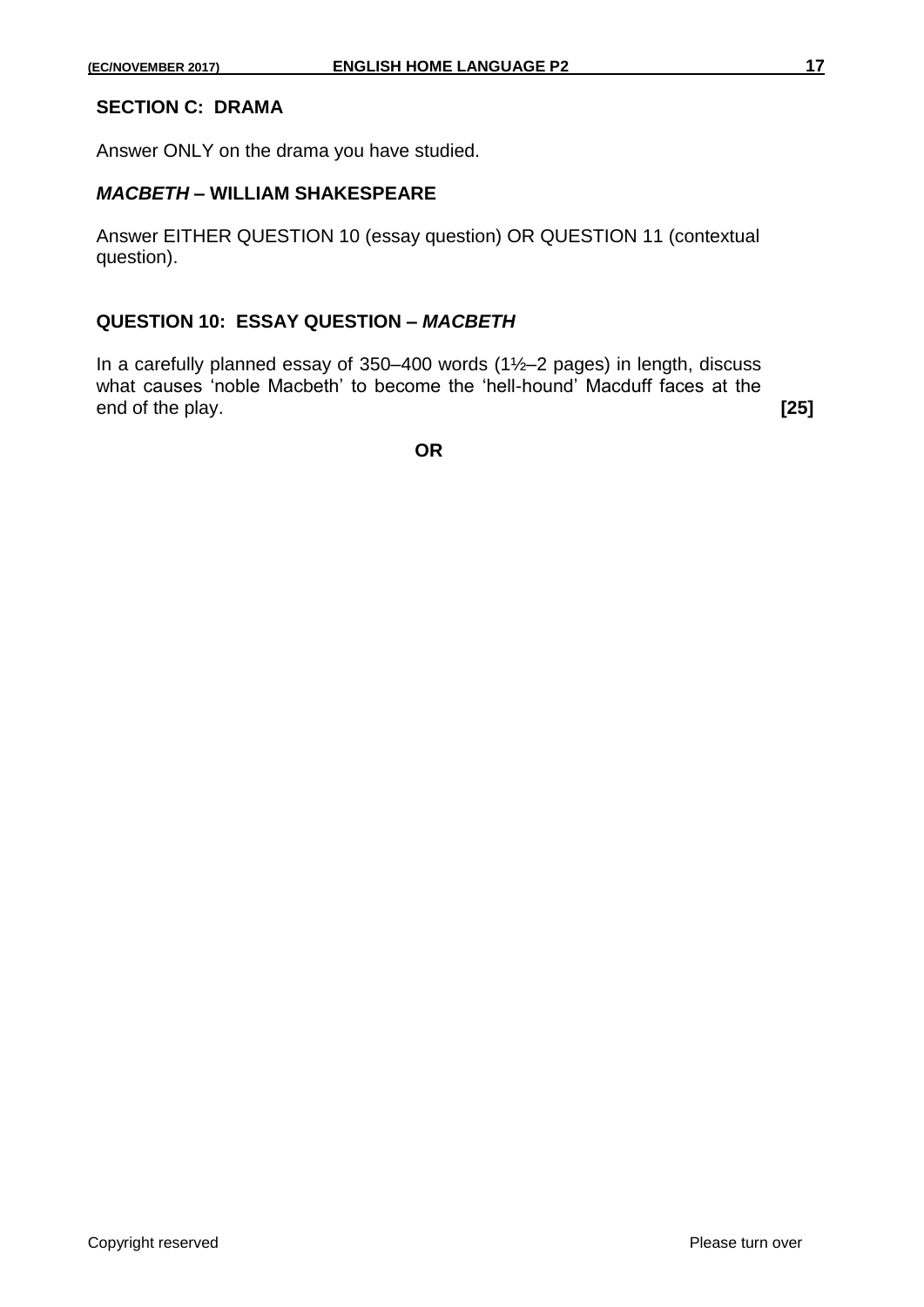## SECTION C: DRAMA

Answer ONLY on the drama you have studied.

### *MACBETH* – WILLIAM SHAKESPEARE

Answer EITHER QUESTION 10 (essay question) OR QUESTION 11 (contextual question).

### QUESTION 10: ESSAY QUESTION – *MACBETH*

In a carefully planned essay of 350–400 words (1½–2 pages) in length, discuss what causes 'noble Macbeth' to become the 'hell-hound' Macduff faces at the end of the play. **[25]**

**OR**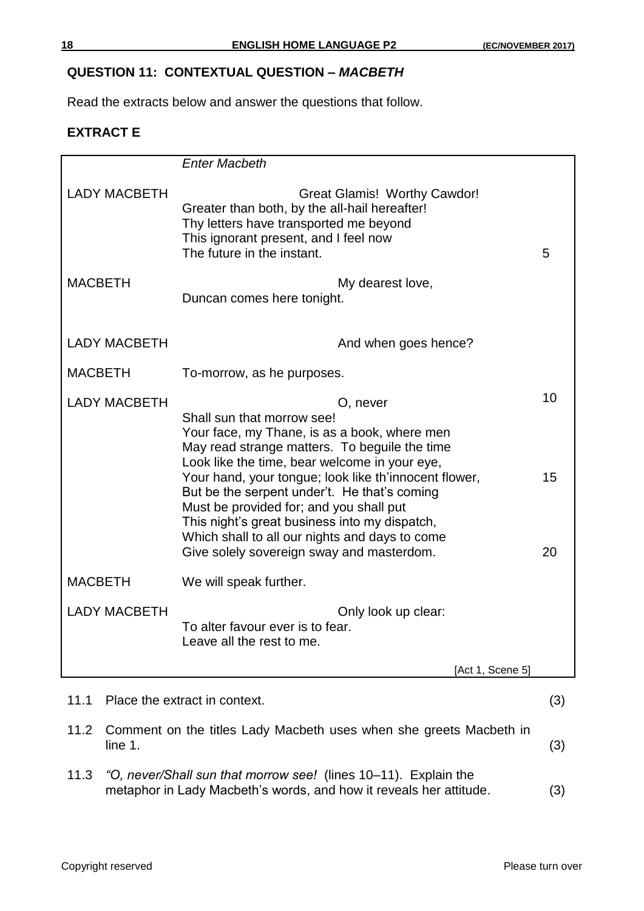## QUESTION 11: CONTEXTUAL QUESTION – *MACBETH*

Read the extracts below and answer the questions that follow.

### EXTRACT E

| | | |
|---|---|---|
| | *Enter Macbeth* | |
| LADY MACBETH | Great Glamis! Worthy Cawdor!<br>Greater than both, by the all-hail hereafter!<br>Thy letters have transported me beyond<br>This ignorant present, and I feel now<br>The future in the instant. | 5 |
| MACBETH | My dearest love,<br>Duncan comes here tonight. | |
| LADY MACBETH | And when goes hence? | |
| MACBETH | To-morrow, as he purposes. | |
| LADY MACBETH | O, never<br>Shall sun that morrow see!<br>Your face, my Thane, is as a book, where men<br>May read strange matters. To beguile the time<br>Look like the time, bear welcome in your eye,<br>Your hand, your tongue; look like th'innocent flower,<br>But be the serpent under't. He that's coming<br>Must be provided for; and you shall put<br>This night's great business into my dispatch,<br>Which shall to all our nights and days to come<br>Give solely sovereign sway and masterdom. | 10<br><br><br><br><br>15<br><br><br><br><br>20 |
| MACBETH | We will speak further. | |
| LADY MACBETH | Only look up clear:<br>To alter favour ever is to fear.<br>Leave all the rest to me. | |
| | [Act 1, Scene 5] | |

11.1 Place the extract in context. (3)

11.2 Comment on the titles Lady Macbeth uses when she greets Macbeth in line 1. (3)

11.3 *"O, never/Shall sun that morrow see!* (lines 10–11). Explain the metaphor in Lady Macbeth's words, and how it reveals her attitude. (3)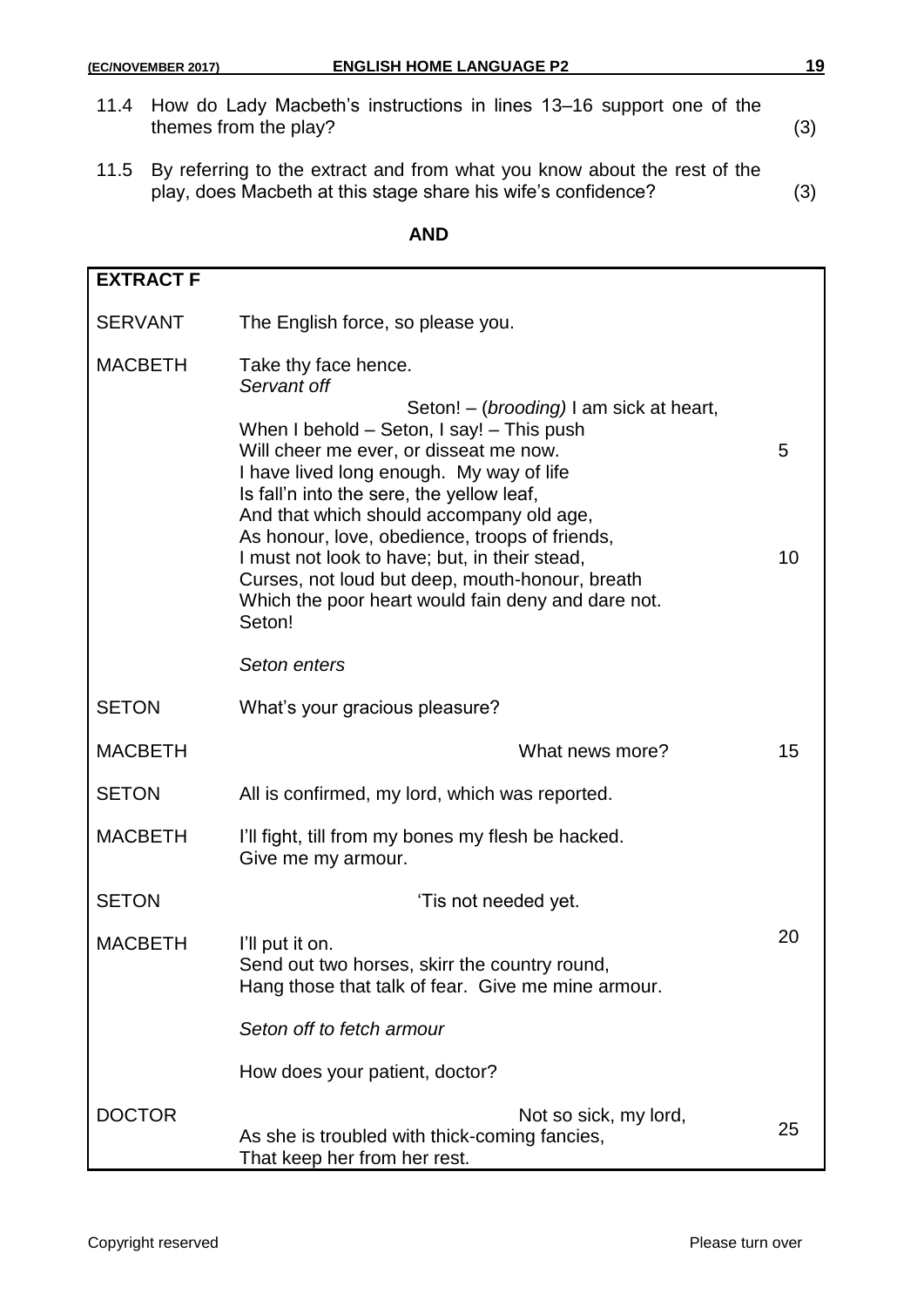11.4 How do Lady Macbeth's instructions in lines 13–16 support one of the themes from the play? (3)

11.5 By referring to the extract and from what you know about the rest of the play, does Macbeth at this stage share his wife's confidence? (3)

**AND**

**EXTRACT F**

| | | |
|---|---|---|
| SERVANT | The English force, so please you. | |
| MACBETH | Take thy face hence.<br>*Servant off*<br>Seton! – (*brooding)* I am sick at heart,<br>When I behold – Seton, I say! – This push<br>Will cheer me ever, or disseat me now.<br>I have lived long enough. My way of life<br>Is fall'n into the sere, the yellow leaf,<br>And that which should accompany old age,<br>As honour, love, obedience, troops of friends,<br>I must not look to have; but, in their stead,<br>Curses, not loud but deep, mouth-honour, breath<br>Which the poor heart would fain deny and dare not.<br>Seton!<br><br>*Seton enters* | <br><br><br><br>5<br><br><br><br><br>10 |
| SETON | What's your gracious pleasure? | |
| MACBETH | What news more? | 15 |
| SETON | All is confirmed, my lord, which was reported. | |
| MACBETH | I'll fight, till from my bones my flesh be hacked.<br>Give me my armour. | |
| SETON | 'Tis not needed yet. | |
| MACBETH | I'll put it on.<br>Send out two horses, skirr the country round,<br>Hang those that talk of fear. Give me mine armour.<br><br>*Seton off to fetch armour*<br><br>How does your patient, doctor? | 20 |
| DOCTOR | Not so sick, my lord,<br>As she is troubled with thick-coming fancies,<br>That keep her from her rest. | 25 |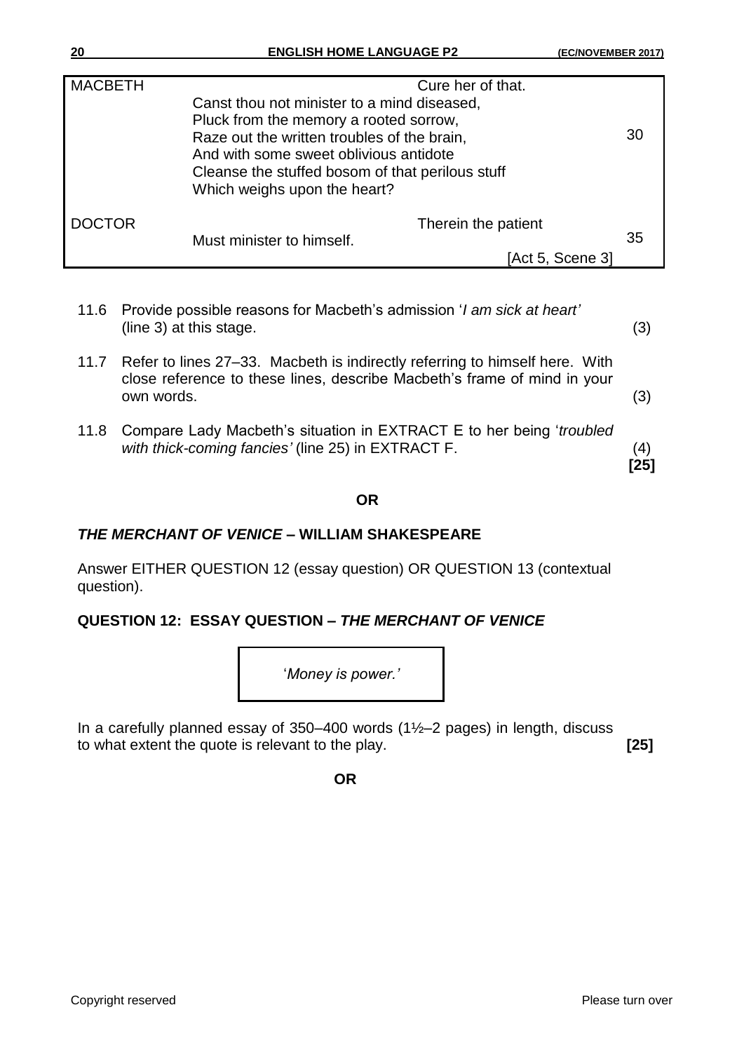| | | |
|---|---|---|
| MACBETH | Cure her of that.<br>Canst thou not minister to a mind diseased,<br>Pluck from the memory a rooted sorrow,<br>Raze out the written troubles of the brain,<br>And with some sweet oblivious antidote<br>Cleanse the stuffed bosom of that perilous stuff<br>Which weighs upon the heart? | 30 |
| DOCTOR | Therein the patient<br>Must minister to himself. | 35 |
| | [Act 5, Scene 3] | |

11.6 Provide possible reasons for Macbeth's admission '*I am sick at heart'* (line 3) at this stage. (3)

11.7 Refer to lines 27–33. Macbeth is indirectly referring to himself here. With close reference to these lines, describe Macbeth's frame of mind in your own words. (3)

11.8 Compare Lady Macbeth's situation in EXTRACT E to her being '*troubled with thick-coming fancies'* (line 25) in EXTRACT F. (4)
**[25]**

**OR**

## *THE MERCHANT OF VENICE* – WILLIAM SHAKESPEARE

Answer EITHER QUESTION 12 (essay question) OR QUESTION 13 (contextual question).

### QUESTION 12: ESSAY QUESTION – *THE MERCHANT OF VENICE*

'*Money is power.'*

In a carefully planned essay of 350–400 words (1½–2 pages) in length, discuss to what extent the quote is relevant to the play. **[25]**

**OR**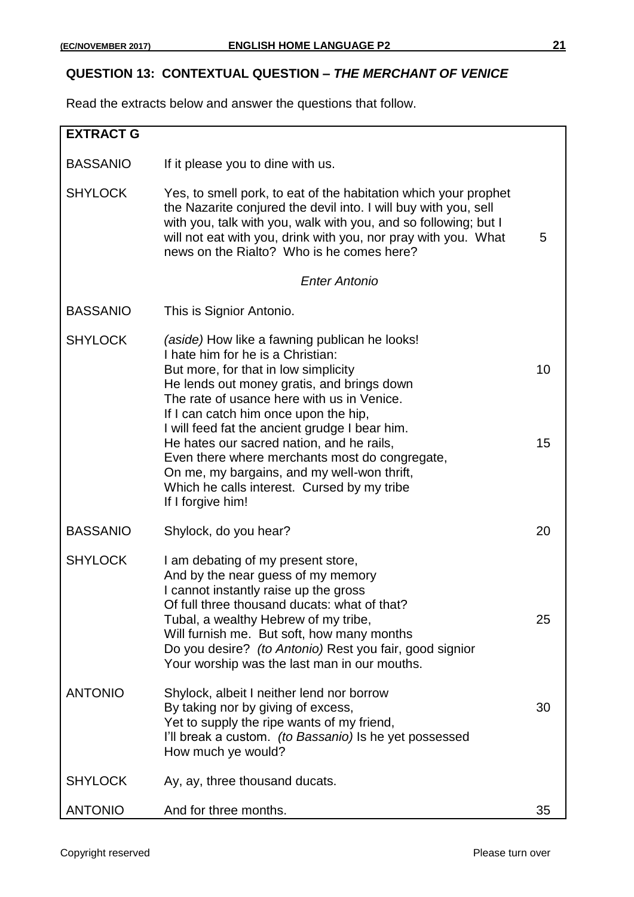## QUESTION 13: CONTEXTUAL QUESTION – *THE MERCHANT OF VENICE*

Read the extracts below and answer the questions that follow.

**EXTRACT G**

| | | |
|---|---|---|
| BASSANIO | If it please you to dine with us. | |
| SHYLOCK | Yes, to smell pork, to eat of the habitation which your prophet the Nazarite conjured the devil into. I will buy with you, sell with you, talk with you, walk with you, and so following; but I will not eat with you, drink with you, nor pray with you. What news on the Rialto? Who is he comes here? | 5 |
| | *Enter Antonio* | |
| BASSANIO | This is Signior Antonio. | |
| SHYLOCK | *(aside)* How like a fawning publican he looks!<br>I hate him for he is a Christian:<br>But more, for that in low simplicity<br>He lends out money gratis, and brings down<br>The rate of usance here with us in Venice.<br>If I can catch him once upon the hip,<br>I will feed fat the ancient grudge I bear him.<br>He hates our sacred nation, and he rails,<br>Even there where merchants most do congregate,<br>On me, my bargains, and my well-won thrift,<br>Which he calls interest. Cursed by my tribe<br>If I forgive him! | 10<br><br><br><br><br>15 |
| BASSANIO | Shylock, do you hear? | 20 |
| SHYLOCK | I am debating of my present store,<br>And by the near guess of my memory<br>I cannot instantly raise up the gross<br>Of full three thousand ducats: what of that?<br>Tubal, a wealthy Hebrew of my tribe,<br>Will furnish me. But soft, how many months<br>Do you desire? *(to Antonio)* Rest you fair, good signior<br>Your worship was the last man in our mouths. | <br><br><br><br>25 |
| ANTONIO | Shylock, albeit I neither lend nor borrow<br>By taking nor by giving of excess,<br>Yet to supply the ripe wants of my friend,<br>I'll break a custom. *(to Bassanio)* Is he yet possessed<br>How much ye would? | <br>30 |
| SHYLOCK | Ay, ay, three thousand ducats. | |
| ANTONIO | And for three months. | 35 |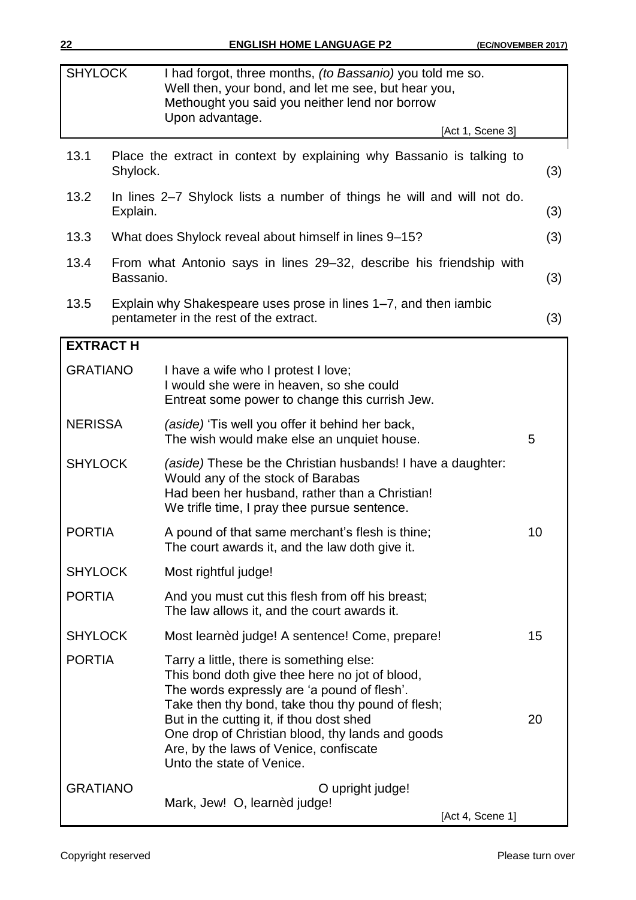| | | |
|---|---|---|
| SHYLOCK | I had forgot, three months, *(to Bassanio)* you told me so.<br>Well then, your bond, and let me see, but hear you,<br>Methought you said you neither lend nor borrow<br>Upon advantage. | |
| | [Act 1, Scene 3] | |

| | | |
|---|---|---|
| 13.1 | Place the extract in context by explaining why Bassanio is talking to Shylock. | (3) |
| 13.2 | In lines 2–7 Shylock lists a number of things he will and will not do. Explain. | (3) |
| 13.3 | What does Shylock reveal about himself in lines 9–15? | (3) |
| 13.4 | From what Antonio says in lines 29–32, describe his friendship with Bassanio. | (3) |
| 13.5 | Explain why Shakespeare uses prose in lines 1–7, and then iambic pentameter in the rest of the extract. | (3) |

**EXTRACT H**

| | | |
|---|---|---|
| GRATIANO | I have a wife who I protest I love;<br>I would she were in heaven, so she could<br>Entreat some power to change this currish Jew. | |
| NERISSA | *(aside)* 'Tis well you offer it behind her back,<br>The wish would make else an unquiet house. | 5 |
| SHYLOCK | *(aside)* These be the Christian husbands! I have a daughter:<br>Would any of the stock of Barabas<br>Had been her husband, rather than a Christian!<br>We trifle time, I pray thee pursue sentence. | |
| PORTIA | A pound of that same merchant's flesh is thine;<br>The court awards it, and the law doth give it. | 10 |
| SHYLOCK | Most rightful judge! | |
| PORTIA | And you must cut this flesh from off his breast;<br>The law allows it, and the court awards it. | |
| SHYLOCK | Most learnèd judge! A sentence! Come, prepare! | 15 |
| PORTIA | Tarry a little, there is something else:<br>This bond doth give thee here no jot of blood,<br>The words expressly are 'a pound of flesh'.<br>Take then thy bond, take thou thy pound of flesh;<br>But in the cutting it, if thou dost shed<br>One drop of Christian blood, thy lands and goods<br>Are, by the laws of Venice, confiscate<br>Unto the state of Venice. | 20 |
| GRATIANO | O upright judge!<br>Mark, Jew! O, learnèd judge! | |
| | [Act 4, Scene 1] | |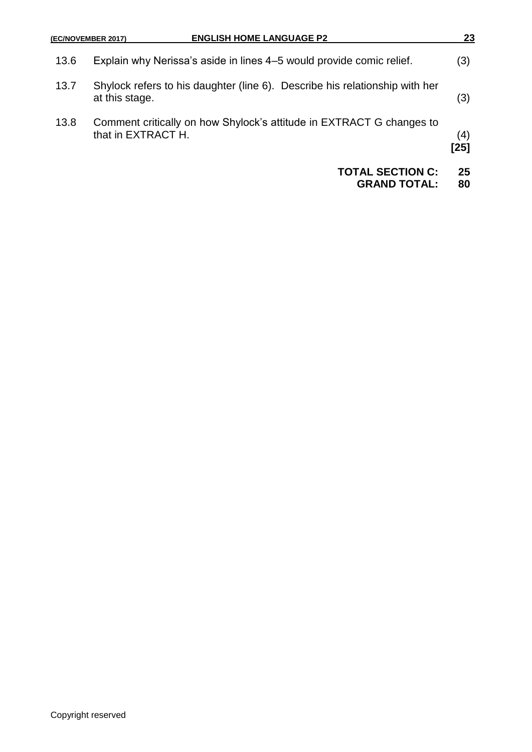13.6 Explain why Nerissa's aside in lines 4–5 would provide comic relief. (3)

13.7 Shylock refers to his daughter (line 6). Describe his relationship with her at this stage. (3)

13.8 Comment critically on how Shylock's attitude in EXTRACT G changes to that in EXTRACT H. (4)
**[25]**

**TOTAL SECTION C: 25**
**GRAND TOTAL: 80**

Copyright reserved